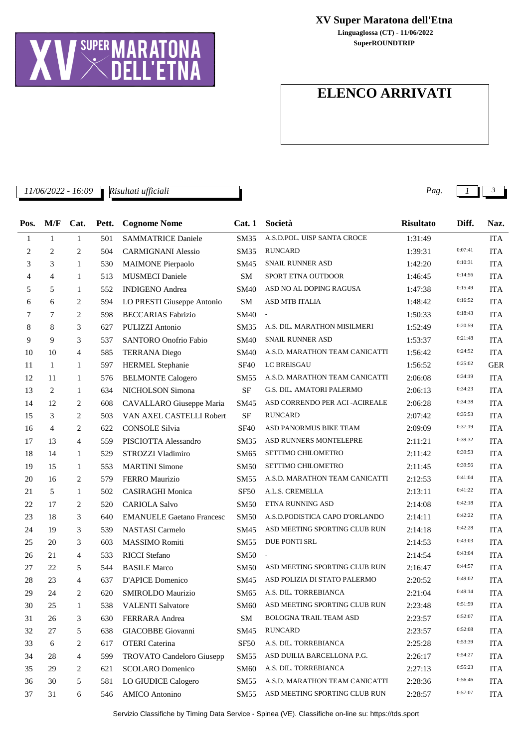# XV Super Maratona dell'Etna

**Linguaglossa (CT) - 11/06/2022**
**SuperROUNDTRIP**

## ELENCO ARRIVATI

*11/06/2022 - 16:09* *Risultati ufficiali*

| Pos. | M/F | Cat. | Pett. | Cognome Nome | Cat. 1 | Società | Risultato | Diff. | Naz. |
|---|---|---|---|---|---|---|---|---|---|
| 1 | 1 | 1 | 501 | SAMMATRICE Daniele | SM35 | A.S.D.POL. UISP SANTA CROCE | 1:31:49 | | ITA |
| 2 | 2 | 2 | 504 | CARMIGNANI Alessio | SM35 | RUNCARD | 1:39:31 | 0:07:41 | ITA |
| 3 | 3 | 1 | 530 | MAIMONE Pierpaolo | SM45 | SNAIL RUNNER ASD | 1:42:20 | 0:10:31 | ITA |
| 4 | 4 | 1 | 513 | MUSMECI Daniele | SM | SPORT ETNA OUTDOOR | 1:46:45 | 0:14:56 | ITA |
| 5 | 5 | 1 | 552 | INDIGENO Andrea | SM40 | ASD NO AL DOPING RAGUSA | 1:47:38 | 0:15:49 | ITA |
| 6 | 6 | 2 | 594 | LO PRESTI Giuseppe Antonio | SM | ASD MTB ITALIA | 1:48:42 | 0:16:52 | ITA |
| 7 | 7 | 2 | 598 | BECCARIAS Fabrizio | SM40 | - | 1:50:33 | 0:18:43 | ITA |
| 8 | 8 | 3 | 627 | PULIZZI Antonio | SM35 | A.S. DIL. MARATHON MISILMERI | 1:52:49 | 0:20:59 | ITA |
| 9 | 9 | 3 | 537 | SANTORO Onofrio Fabio | SM40 | SNAIL RUNNER ASD | 1:53:37 | 0:21:48 | ITA |
| 10 | 10 | 4 | 585 | TERRANA Diego | SM40 | A.S.D. MARATHON TEAM CANICATTI | 1:56:42 | 0:24:52 | ITA |
| 11 | 1 | 1 | 597 | HERMEL Stephanie | SF40 | LC BREISGAU | 1:56:52 | 0:25:02 | GER |
| 12 | 11 | 1 | 576 | BELMONTE Calogero | SM55 | A.S.D. MARATHON TEAM CANICATTI | 2:06:08 | 0:34:19 | ITA |
| 13 | 2 | 1 | 634 | NICHOLSON Simona | SF | G.S. DIL. AMATORI PALERMO | 2:06:13 | 0:34:23 | ITA |
| 14 | 12 | 2 | 608 | CAVALLARO Giuseppe Maria | SM45 | ASD CORRENDO PER ACI -ACIREALE | 2:06:28 | 0:34:38 | ITA |
| 15 | 3 | 2 | 503 | VAN AXEL CASTELLI Robert | SF | RUNCARD | 2:07:42 | 0:35:53 | ITA |
| 16 | 4 | 2 | 622 | CONSOLE Silvia | SF40 | ASD PANORMUS BIKE TEAM | 2:09:09 | 0:37:19 | ITA |
| 17 | 13 | 4 | 559 | PISCIOTTA Alessandro | SM35 | ASD RUNNERS MONTELEPRE | 2:11:21 | 0:39:32 | ITA |
| 18 | 14 | 1 | 529 | STROZZI Vladimiro | SM65 | SETTIMO CHILOMETRO | 2:11:42 | 0:39:53 | ITA |
| 19 | 15 | 1 | 553 | MARTINI Simone | SM50 | SETTIMO CHILOMETRO | 2:11:45 | 0:39:56 | ITA |
| 20 | 16 | 2 | 579 | FERRO Maurizio | SM55 | A.S.D. MARATHON TEAM CANICATTI | 2:12:53 | 0:41:04 | ITA |
| 21 | 5 | 1 | 502 | CASIRAGHI Monica | SF50 | A.L.S. CREMELLA | 2:13:11 | 0:41:22 | ITA |
| 22 | 17 | 2 | 520 | CARIOLA Salvo | SM50 | ETNA RUNNING ASD | 2:14:08 | 0:42:18 | ITA |
| 23 | 18 | 3 | 640 | EMANUELE Gaetano Francesc | SM50 | A.S.D.PODISTICA CAPO D'ORLANDO | 2:14:11 | 0:42:22 | ITA |
| 24 | 19 | 3 | 539 | NASTASI Carmelo | SM45 | ASD MEETING SPORTING CLUB RUN | 2:14:18 | 0:42:28 | ITA |
| 25 | 20 | 3 | 603 | MASSIMO Romiti | SM55 | DUE PONTI SRL | 2:14:53 | 0:43:03 | ITA |
| 26 | 21 | 4 | 533 | RICCI Stefano | SM50 | - | 2:14:54 | 0:43:04 | ITA |
| 27 | 22 | 5 | 544 | BASILE Marco | SM50 | ASD MEETING SPORTING CLUB RUN | 2:16:47 | 0:44:57 | ITA |
| 28 | 23 | 4 | 637 | D'APICE Domenico | SM45 | ASD POLIZIA DI STATO PALERMO | 2:20:52 | 0:49:02 | ITA |
| 29 | 24 | 2 | 620 | SMIROLDO Maurizio | SM65 | A.S. DIL. TORREBIANCA | 2:21:04 | 0:49:14 | ITA |
| 30 | 25 | 1 | 538 | VALENTI Salvatore | SM60 | ASD MEETING SPORTING CLUB RUN | 2:23:48 | 0:51:59 | ITA |
| 31 | 26 | 3 | 630 | FERRARA Andrea | SM | BOLOGNA TRAIL TEAM ASD | 2:23:57 | 0:52:07 | ITA |
| 32 | 27 | 5 | 638 | GIACOBBE Giovanni | SM45 | RUNCARD | 2:23:57 | 0:52:08 | ITA |
| 33 | 6 | 2 | 617 | OTERI Caterina | SF50 | A.S. DIL. TORREBIANCA | 2:25:28 | 0:53:39 | ITA |
| 34 | 28 | 4 | 599 | TROVATO Candeloro Giusepp | SM55 | ASD DUILIA BARCELLONA P.G. | 2:26:17 | 0:54:27 | ITA |
| 35 | 29 | 2 | 621 | SCOLARO Domenico | SM60 | A.S. DIL. TORREBIANCA | 2:27:13 | 0:55:23 | ITA |
| 36 | 30 | 5 | 581 | LO GIUDICE Calogero | SM55 | A.S.D. MARATHON TEAM CANICATTI | 2:28:36 | 0:56:46 | ITA |
| 37 | 31 | 6 | 546 | AMICO Antonino | SM55 | ASD MEETING SPORTING CLUB RUN | 2:28:57 | 0:57:07 | ITA |

Servizio Classifiche by Timing Data Service - Spinea (VE). Classifiche on-line su: https://tds.sport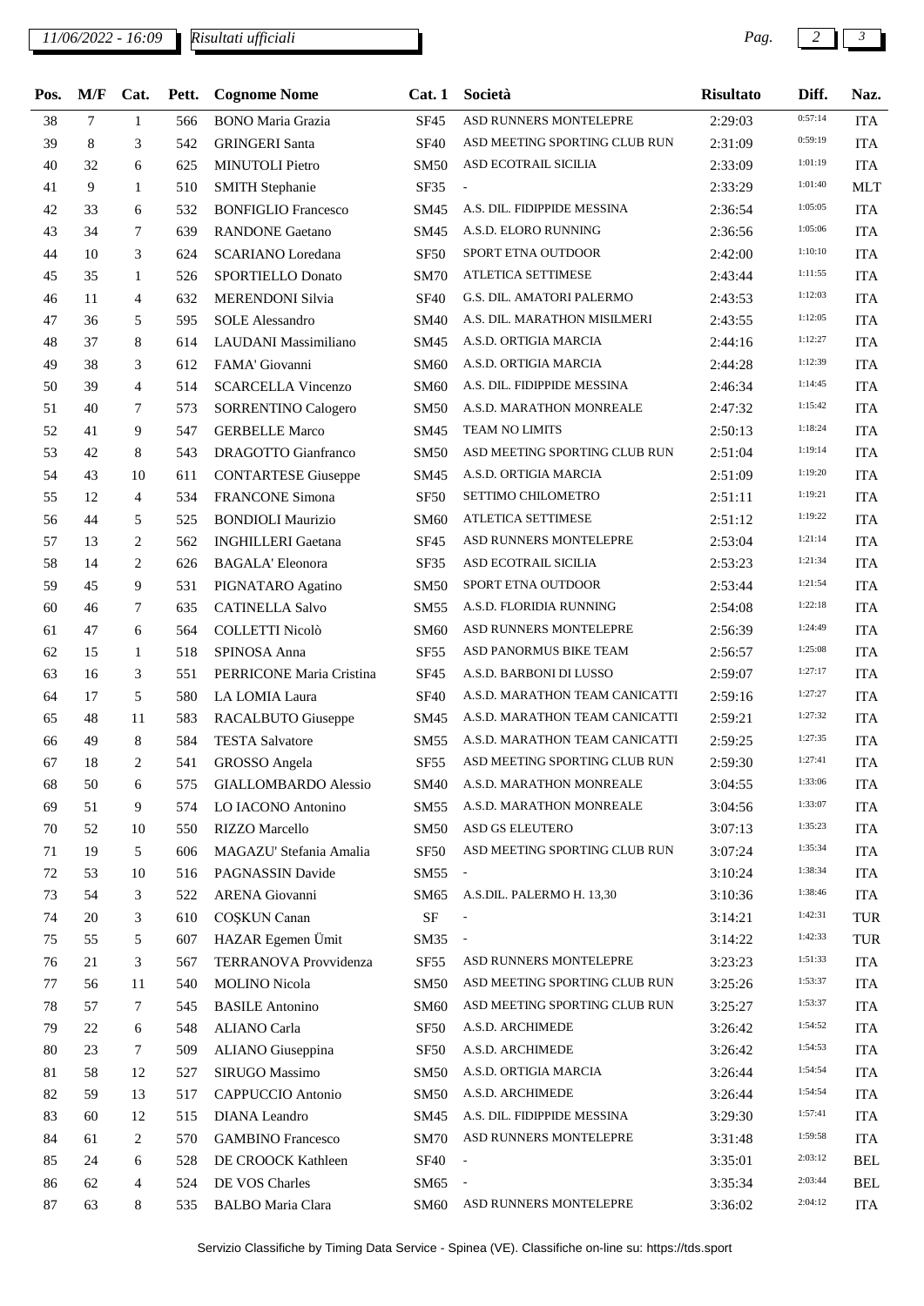| Pos. | M/F | Cat. | Pett. | Cognome Nome | Cat. 1 | Società | Risultato | Diff. | Naz. |
|---|---|---|---|---|---|---|---|---|---|
| 38 | 7 | 1 | 566 | BONO Maria Grazia | SF45 | ASD RUNNERS MONTELEPRE | 2:29:03 | 0:57:14 | ITA |
| 39 | 8 | 3 | 542 | GRINGERI Santa | SF40 | ASD MEETING SPORTING CLUB RUN | 2:31:09 | 0:59:19 | ITA |
| 40 | 32 | 6 | 625 | MINUTOLI Pietro | SM50 | ASD ECOTRAIL SICILIA | 2:33:09 | 1:01:19 | ITA |
| 41 | 9 | 1 | 510 | SMITH Stephanie | SF35 | - | 2:33:29 | 1:01:40 | MLT |
| 42 | 33 | 6 | 532 | BONFIGLIO Francesco | SM45 | A.S. DIL. FIDIPPIDE MESSINA | 2:36:54 | 1:05:05 | ITA |
| 43 | 34 | 7 | 639 | RANDONE Gaetano | SM45 | A.S.D. ELORO RUNNING | 2:36:56 | 1:05:06 | ITA |
| 44 | 10 | 3 | 624 | SCARIANO Loredana | SF50 | SPORT ETNA OUTDOOR | 2:42:00 | 1:10:10 | ITA |
| 45 | 35 | 1 | 526 | SPORTIELLO Donato | SM70 | ATLETICA SETTIMESE | 2:43:44 | 1:11:55 | ITA |
| 46 | 11 | 4 | 632 | MERENDONI Silvia | SF40 | G.S. DIL. AMATORI PALERMO | 2:43:53 | 1:12:03 | ITA |
| 47 | 36 | 5 | 595 | SOLE Alessandro | SM40 | A.S. DIL. MARATHON MISILMERI | 2:43:55 | 1:12:05 | ITA |
| 48 | 37 | 8 | 614 | LAUDANI Massimiliano | SM45 | A.S.D. ORTIGIA MARCIA | 2:44:16 | 1:12:27 | ITA |
| 49 | 38 | 3 | 612 | FAMA' Giovanni | SM60 | A.S.D. ORTIGIA MARCIA | 2:44:28 | 1:12:39 | ITA |
| 50 | 39 | 4 | 514 | SCARCELLA Vincenzo | SM60 | A.S. DIL. FIDIPPIDE MESSINA | 2:46:34 | 1:14:45 | ITA |
| 51 | 40 | 7 | 573 | SORRENTINO Calogero | SM50 | A.S.D. MARATHON MONREALE | 2:47:32 | 1:15:42 | ITA |
| 52 | 41 | 9 | 547 | GERBELLE Marco | SM45 | TEAM NO LIMITS | 2:50:13 | 1:18:24 | ITA |
| 53 | 42 | 8 | 543 | DRAGOTTO Gianfranco | SM50 | ASD MEETING SPORTING CLUB RUN | 2:51:04 | 1:19:14 | ITA |
| 54 | 43 | 10 | 611 | CONTARTESE Giuseppe | SM45 | A.S.D. ORTIGIA MARCIA | 2:51:09 | 1:19:20 | ITA |
| 55 | 12 | 4 | 534 | FRANCONE Simona | SF50 | SETTIMO CHILOMETRO | 2:51:11 | 1:19:21 | ITA |
| 56 | 44 | 5 | 525 | BONDIOLI Maurizio | SM60 | ATLETICA SETTIMESE | 2:51:12 | 1:19:22 | ITA |
| 57 | 13 | 2 | 562 | INGHILLERI Gaetana | SF45 | ASD RUNNERS MONTELEPRE | 2:53:04 | 1:21:14 | ITA |
| 58 | 14 | 2 | 626 | BAGALA' Eleonora | SF35 | ASD ECOTRAIL SICILIA | 2:53:23 | 1:21:34 | ITA |
| 59 | 45 | 9 | 531 | PIGNATARO Agatino | SM50 | SPORT ETNA OUTDOOR | 2:53:44 | 1:21:54 | ITA |
| 60 | 46 | 7 | 635 | CATINELLA Salvo | SM55 | A.S.D. FLORIDIA RUNNING | 2:54:08 | 1:22:18 | ITA |
| 61 | 47 | 6 | 564 | COLLETTI Nicolò | SM60 | ASD RUNNERS MONTELEPRE | 2:56:39 | 1:24:49 | ITA |
| 62 | 15 | 1 | 518 | SPINOSA Anna | SF55 | ASD PANORMUS BIKE TEAM | 2:56:57 | 1:25:08 | ITA |
| 63 | 16 | 3 | 551 | PERRICONE Maria Cristina | SF45 | A.S.D. BARBONI DI LUSSO | 2:59:07 | 1:27:17 | ITA |
| 64 | 17 | 5 | 580 | LA LOMIA Laura | SF40 | A.S.D. MARATHON TEAM CANICATTI | 2:59:16 | 1:27:27 | ITA |
| 65 | 48 | 11 | 583 | RACALBUTO Giuseppe | SM45 | A.S.D. MARATHON TEAM CANICATTI | 2:59:21 | 1:27:32 | ITA |
| 66 | 49 | 8 | 584 | TESTA Salvatore | SM55 | A.S.D. MARATHON TEAM CANICATTI | 2:59:25 | 1:27:35 | ITA |
| 67 | 18 | 2 | 541 | GROSSO Angela | SF55 | ASD MEETING SPORTING CLUB RUN | 2:59:30 | 1:27:41 | ITA |
| 68 | 50 | 6 | 575 | GIALLOMBARDO Alessio | SM40 | A.S.D. MARATHON MONREALE | 3:04:55 | 1:33:06 | ITA |
| 69 | 51 | 9 | 574 | LO IACONO Antonino | SM55 | A.S.D. MARATHON MONREALE | 3:04:56 | 1:33:07 | ITA |
| 70 | 52 | 10 | 550 | RIZZO Marcello | SM50 | ASD GS ELEUTERO | 3:07:13 | 1:35:23 | ITA |
| 71 | 19 | 5 | 606 | MAGAZU' Stefania Amalia | SF50 | ASD MEETING SPORTING CLUB RUN | 3:07:24 | 1:35:34 | ITA |
| 72 | 53 | 10 | 516 | PAGNASSIN Davide | SM55 | - | 3:10:24 | 1:38:34 | ITA |
| 73 | 54 | 3 | 522 | ARENA Giovanni | SM65 | A.S.DIL. PALERMO H. 13,30 | 3:10:36 | 1:38:46 | ITA |
| 74 | 20 | 3 | 610 | COŞKUN Canan | SF | - | 3:14:21 | 1:42:31 | TUR |
| 75 | 55 | 5 | 607 | HAZAR Egemen Ümit | SM35 | - | 3:14:22 | 1:42:33 | TUR |
| 76 | 21 | 3 | 567 | TERRANOVA Provvidenza | SF55 | ASD RUNNERS MONTELEPRE | 3:23:23 | 1:51:33 | ITA |
| 77 | 56 | 11 | 540 | MOLINO Nicola | SM50 | ASD MEETING SPORTING CLUB RUN | 3:25:26 | 1:53:37 | ITA |
| 78 | 57 | 7 | 545 | BASILE Antonino | SM60 | ASD MEETING SPORTING CLUB RUN | 3:25:27 | 1:53:37 | ITA |
| 79 | 22 | 6 | 548 | ALIANO Carla | SF50 | A.S.D. ARCHIMEDE | 3:26:42 | 1:54:52 | ITA |
| 80 | 23 | 7 | 509 | ALIANO Giuseppina | SF50 | A.S.D. ARCHIMEDE | 3:26:42 | 1:54:53 | ITA |
| 81 | 58 | 12 | 527 | SIRUGO Massimo | SM50 | A.S.D. ORTIGIA MARCIA | 3:26:44 | 1:54:54 | ITA |
| 82 | 59 | 13 | 517 | CAPPUCCIO Antonio | SM50 | A.S.D. ARCHIMEDE | 3:26:44 | 1:54:54 | ITA |
| 83 | 60 | 12 | 515 | DIANA Leandro | SM45 | A.S. DIL. FIDIPPIDE MESSINA | 3:29:30 | 1:57:41 | ITA |
| 84 | 61 | 2 | 570 | GAMBINO Francesco | SM70 | ASD RUNNERS MONTELEPRE | 3:31:48 | 1:59:58 | ITA |
| 85 | 24 | 6 | 528 | DE CROOCK Kathleen | SF40 | - | 3:35:01 | 2:03:12 | BEL |
| 86 | 62 | 4 | 524 | DE VOS Charles | SM65 | - | 3:35:34 | 2:03:44 | BEL |
| 87 | 63 | 8 | 535 | BALBO Maria Clara | SM60 | ASD RUNNERS MONTELEPRE | 3:36:02 | 2:04:12 | ITA |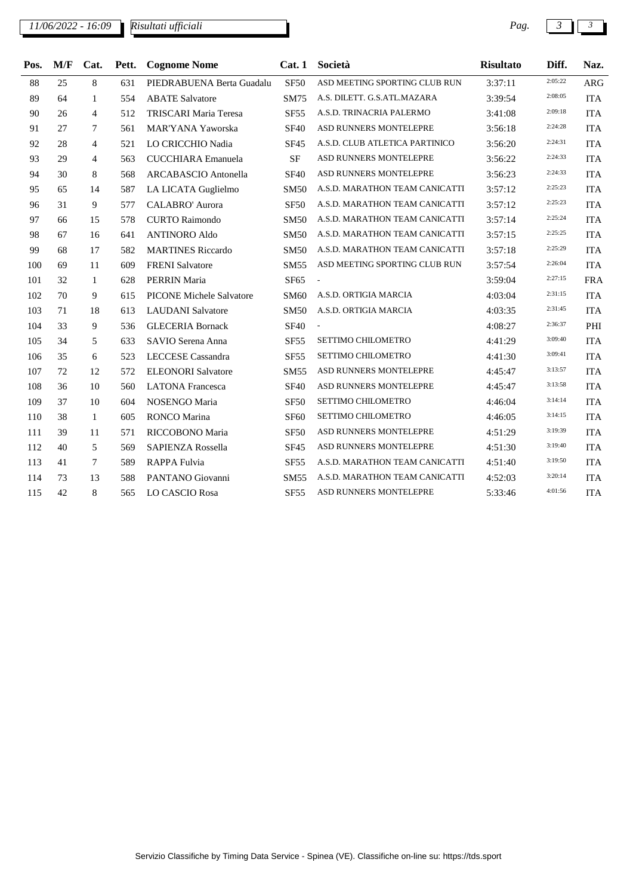| Pos. | M/F | Cat. | Pett. | Cognome Nome | Cat. 1 | Società | Risultato | Diff. | Naz. |
|---|---|---|---|---|---|---|---|---|---|
| 88 | 25 | 8 | 631 | PIEDRABUENA Berta Guadalu | SF50 | ASD MEETING SPORTING CLUB RUN | 3:37:11 | 2:05:22 | ARG |
| 89 | 64 | 1 | 554 | ABATE Salvatore | SM75 | A.S. DILETT. G.S.ATL.MAZARA | 3:39:54 | 2:08:05 | ITA |
| 90 | 26 | 4 | 512 | TRISCARI Maria Teresa | SF55 | A.S.D. TRINACRIA PALERMO | 3:41:08 | 2:09:18 | ITA |
| 91 | 27 | 7 | 561 | MAR'YANA Yaworska | SF40 | ASD RUNNERS MONTELEPRE | 3:56:18 | 2:24:28 | ITA |
| 92 | 28 | 4 | 521 | LO CRICCHIO Nadia | SF45 | A.S.D. CLUB ATLETICA PARTINICO | 3:56:20 | 2:24:31 | ITA |
| 93 | 29 | 4 | 563 | CUCCHIARA Emanuela | SF | ASD RUNNERS MONTELEPRE | 3:56:22 | 2:24:33 | ITA |
| 94 | 30 | 8 | 568 | ARCABASCIO Antonella | SF40 | ASD RUNNERS MONTELEPRE | 3:56:23 | 2:24:33 | ITA |
| 95 | 65 | 14 | 587 | LA LICATA Guglielmo | SM50 | A.S.D. MARATHON TEAM CANICATTI | 3:57:12 | 2:25:23 | ITA |
| 96 | 31 | 9 | 577 | CALABRO' Aurora | SF50 | A.S.D. MARATHON TEAM CANICATTI | 3:57:12 | 2:25:23 | ITA |
| 97 | 66 | 15 | 578 | CURTO Raimondo | SM50 | A.S.D. MARATHON TEAM CANICATTI | 3:57:14 | 2:25:24 | ITA |
| 98 | 67 | 16 | 641 | ANTINORO Aldo | SM50 | A.S.D. MARATHON TEAM CANICATTI | 3:57:15 | 2:25:25 | ITA |
| 99 | 68 | 17 | 582 | MARTINES Riccardo | SM50 | A.S.D. MARATHON TEAM CANICATTI | 3:57:18 | 2:25:29 | ITA |
| 100 | 69 | 11 | 609 | FRENI Salvatore | SM55 | ASD MEETING SPORTING CLUB RUN | 3:57:54 | 2:26:04 | ITA |
| 101 | 32 | 1 | 628 | PERRIN Maria | SF65 | - | 3:59:04 | 2:27:15 | FRA |
| 102 | 70 | 9 | 615 | PICONE Michele Salvatore | SM60 | A.S.D. ORTIGIA MARCIA | 4:03:04 | 2:31:15 | ITA |
| 103 | 71 | 18 | 613 | LAUDANI Salvatore | SM50 | A.S.D. ORTIGIA MARCIA | 4:03:35 | 2:31:45 | ITA |
| 104 | 33 | 9 | 536 | GLECERIA Bornack | SF40 | - | 4:08:27 | 2:36:37 | PHI |
| 105 | 34 | 5 | 633 | SAVIO Serena Anna | SF55 | SETTIMO CHILOMETRO | 4:41:29 | 3:09:40 | ITA |
| 106 | 35 | 6 | 523 | LECCESE Cassandra | SF55 | SETTIMO CHILOMETRO | 4:41:30 | 3:09:41 | ITA |
| 107 | 72 | 12 | 572 | ELEONORI Salvatore | SM55 | ASD RUNNERS MONTELEPRE | 4:45:47 | 3:13:57 | ITA |
| 108 | 36 | 10 | 560 | LATONA Francesca | SF40 | ASD RUNNERS MONTELEPRE | 4:45:47 | 3:13:58 | ITA |
| 109 | 37 | 10 | 604 | NOSENGO Maria | SF50 | SETTIMO CHILOMETRO | 4:46:04 | 3:14:14 | ITA |
| 110 | 38 | 1 | 605 | RONCO Marina | SF60 | SETTIMO CHILOMETRO | 4:46:05 | 3:14:15 | ITA |
| 111 | 39 | 11 | 571 | RICCOBONO Maria | SF50 | ASD RUNNERS MONTELEPRE | 4:51:29 | 3:19:39 | ITA |
| 112 | 40 | 5 | 569 | SAPIENZA Rossella | SF45 | ASD RUNNERS MONTELEPRE | 4:51:30 | 3:19:40 | ITA |
| 113 | 41 | 7 | 589 | RAPPA Fulvia | SF55 | A.S.D. MARATHON TEAM CANICATTI | 4:51:40 | 3:19:50 | ITA |
| 114 | 73 | 13 | 588 | PANTANO Giovanni | SM55 | A.S.D. MARATHON TEAM CANICATTI | 4:52:03 | 3:20:14 | ITA |
| 115 | 42 | 8 | 565 | LO CASCIO Rosa | SF55 | ASD RUNNERS MONTELEPRE | 5:33:46 | 4:01:56 | ITA |